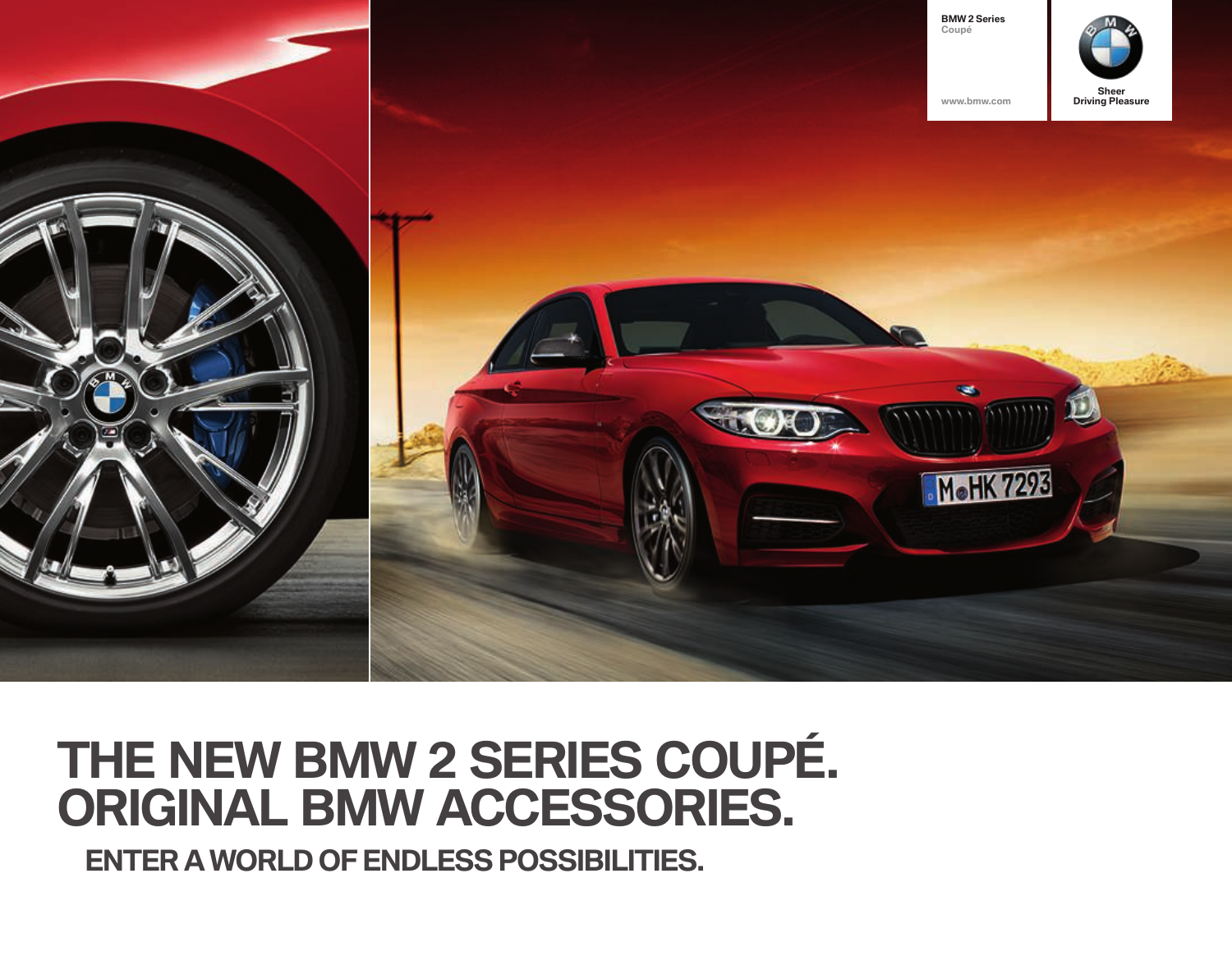BMW 2 Series
Coupé

www.bmw.com

Sheer
Driving Pleasure

# THE NEW BMW 2 SERIES COUPÉ. ORIGINAL BMW ACCESSORIES.

## ENTER A WORLD OF ENDLESS POSSIBILITIES.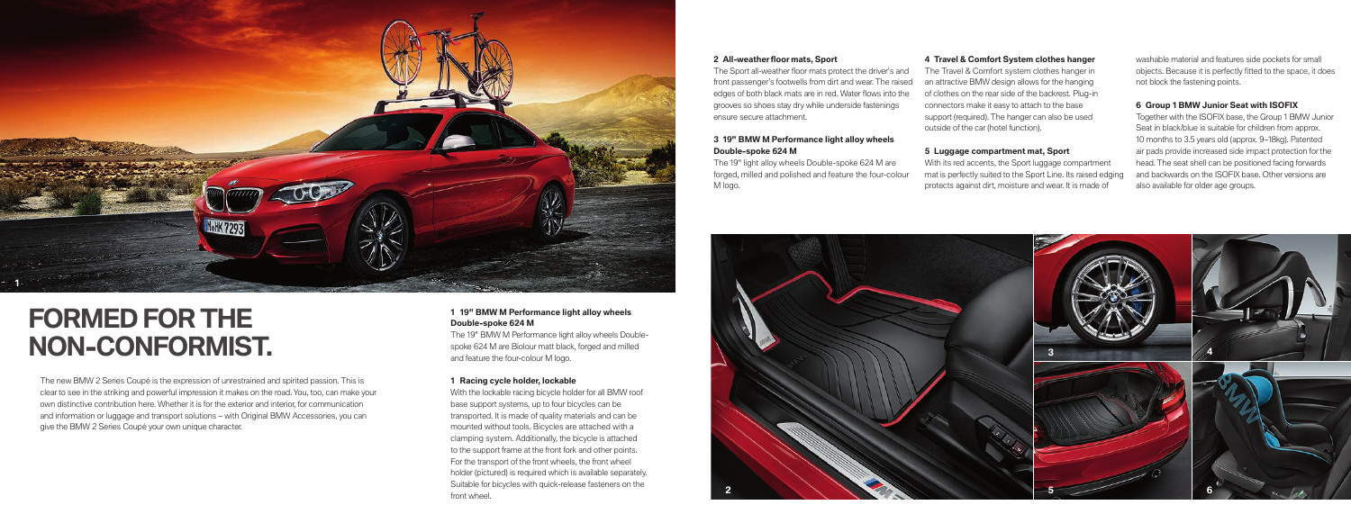# FORMED FOR THE NON-CONFORMIST.

The new BMW 2 Series Coupé is the expression of unrestrained and spirited passion. This is clear to see in the striking and powerful impression it makes on the road. You, too, can make your own distinctive contribution here. Whether it is for the exterior and interior, for communication and information or luggage and transport solutions – with Original BMW Accessories, you can give the BMW 2 Series Coupé your own unique character.

**1 19" BMW M Performance light alloy wheels Double-spoke 624 M**

The 19" BMW M Performance light alloy wheels Double-spoke 624 M are Biolour matt black, forged and milled and feature the four-colour M logo.

**1 Racing cycle holder, lockable**

With the lockable racing bicycle holder for all BMW roof base support systems, up to four bicycles can be transported. It is made of quality materials and can be mounted without tools. Bicycles are attached with a clamping system. Additionally, the bicycle is attached to the support frame at the front fork and other points. For the transport of the front wheels, the front wheel holder (pictured) is required which is available separately. Suitable for bicycles with quick-release fasteners on the front wheel.

**2 All-weather floor mats, Sport**

The Sport all-weather floor mats protect the driver's and front passenger's footwells from dirt and wear. The raised edges of both black mats are in red. Water flows into the grooves so shoes stay dry while underside fastenings ensure secure attachment.

**3 19" BMW M Performance light alloy wheels Double-spoke 624 M**

The 19" light alloy wheels Double-spoke 624 M are forged, milled and polished and feature the four-colour M logo.

**4 Travel & Comfort System clothes hanger**

The Travel & Comfort system clothes hanger in an attractive BMW design allows for the hanging of clothes on the rear side of the backrest. Plug-in connectors make it easy to attach to the base support (required). The hanger can also be used outside of the car (hotel function).

**5 Luggage compartment mat, Sport**

With its red accents, the Sport luggage compartment mat is perfectly suited to the Sport Line. Its raised edging protects against dirt, moisture and wear. It is made of washable material and features side pockets for small objects. Because it is perfectly fitted to the space, it does not block the fastening points.

**6 Group 1 BMW Junior Seat with ISOFIX**

Together with the ISOFIX base, the Group 1 BMW Junior Seat in black/blue is suitable for children from approx. 10 months to 3.5 years old (approx. 9–18kg). Patented air pads provide increased side impact protection for the head. The seat shell can be positioned facing forwards and backwards on the ISOFIX base. Other versions are also available for older age groups.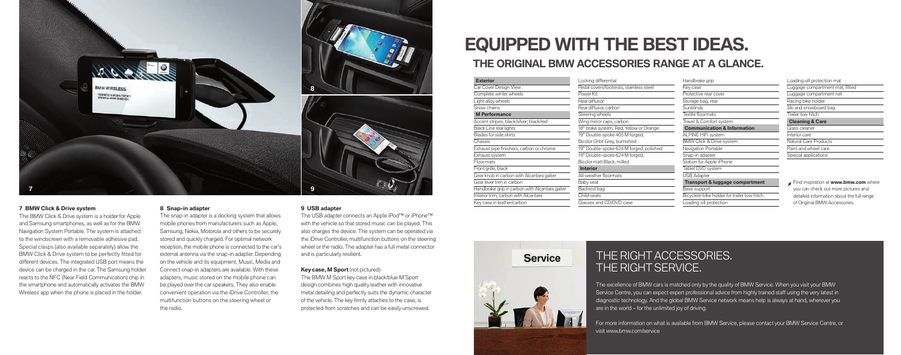### 7 BMW Click & Drive system

The BMW Click & Drive system is a holder for Apple and Samsung smartphones, as well as for the BMW Navigation System Portable. The system is attached to the windscreen with a removable adhesive pad. Special clasps (also available separately) allow the BMW Click & Drive system to be perfectly fitted for different devices. The integrated USB port means the device can be charged in the car. The Samsung holder reacts to the NFC (Near Field Communication) chip in the smartphone and automatically activates the BMW Wireless app when the phone is placed in the holder.

### 8 Snap-in adapter

The snap-in adapter is a docking system that allows mobile phones from manufacturers such as Apple, Samsung, Nokia, Motorola and others to be securely stored and quickly charged. For optimal network reception, the mobile phone is connected to the car's external antenna via the snap-in adapter. Depending on the vehicle and its equipment, Music, Media and Connect snap-in adapters are available. With these adapters, music stored on the mobile phone can be played over the car speakers. They also enable convenient operation via the iDrive Controller, the multifunction buttons on the steering wheel or the radio.

### 9 USB adapter

The USB adapter connects an Apple iPod™ or iPhone™ with the vehicle so that stored music can be played. This also charges the device. The system can be operated via the iDrive Controller, multifunction buttons on the steering wheel or the radio. The adapter has a full metal connector and is particularly resilient.

**Key case, M Sport** (not pictured)

The BMW M Sport key case in black/blue M Sport design combines high quality leather with innovative metal detailing and perfectly suits the dynamic character of the vehicle. The key firmly attaches to the case, is protected from scratches and can be easily unscrewed.

# EQUIPPED WITH THE BEST IDEAS.

## THE ORIGINAL BMW ACCESSORIES RANGE AT A GLANCE.

**Exterior**
- Car Cover Design View
- Complete winter wheels
- Light alloy wheels
- Snow chains

**M Performance**
- Accent stripes, black/silver; black/red
- Black Line rear lights
- Blades for side skirts
- Chassis
- Exhaust pipe finishers, carbon or chrome
- Exhaust system
- Floor mats
- Front grille, black
- Gear knob in carbon with Alcantara gaiter
- Gear lever trim in carbon
- Handbrake grip in carbon with Alcantara gaiter
- Interior trim, carbon with Alcantara
- Key case in leather/carbon
- Locking differential
- Pedal covers/footrests, stainless steel
- Power Kit
- Rear diffusor
- Rear diffusor, carbon
- Steering wheels
- Wing mirror caps, carbon
- 18" brake system, Red, Yellow or Orange
- 19" Double-spoke 405 M forged, Bicolor Orbit Grey, burnished
- 19" Double-spoke 624 M forged, polished
- 19" Double-spoke 624 M forged, Bicolor matt Black, milled

**Interior**
- All-weather floormats
- Baby seat
- Backrest bag
- Child seats
- Glasses and CD/DVD case
- Handbrake grip
- Key case
- Protective rear cover
- Storage bag, rear
- Sunblinds
- Textile floormats
- Travel & Comfort system

**Communication & Information**
- ALPINE HiFi system
- BMW Click & Drive system
- Navigation Portable
- Snap-in adapter
- Station for Apple iPhone
- Tablet DVD system
- USB Adapter

**Transport & luggage compartment**
- Base support
- Bicycle/e-bike holder for trailer tow hitch
- Loading sill protection
- Loading sill protection mat
- Luggage compartment mat, fitted
- Luggage compartment net
- Racing bike holder
- Ski and snowboard bag
- Trailer tow hitch

**Cleaning & Care**
- Glass cleaner
- Interior care
- Natural Care Products
- Paint and wheel care
- Special applications

Find inspiration at **www.bmw.com** where you can check out more pictures and detailed information about the full range of Original BMW Accessories.

## THE RIGHT ACCESSORIES. THE RIGHT SERVICE.

The excellence of BMW cars is matched only by the quality of BMW Service. When you visit your BMW Service Centre, you can expect expert professional advice from highly trained staff using the very latest in diagnostic technology. And the global BMW Service network means help is always at hand, wherever you are in the world – for the unlimited joy of driving.

For more information on what is available from BMW Service, please contact your BMW Service Centre, or visit www.bmw.com/service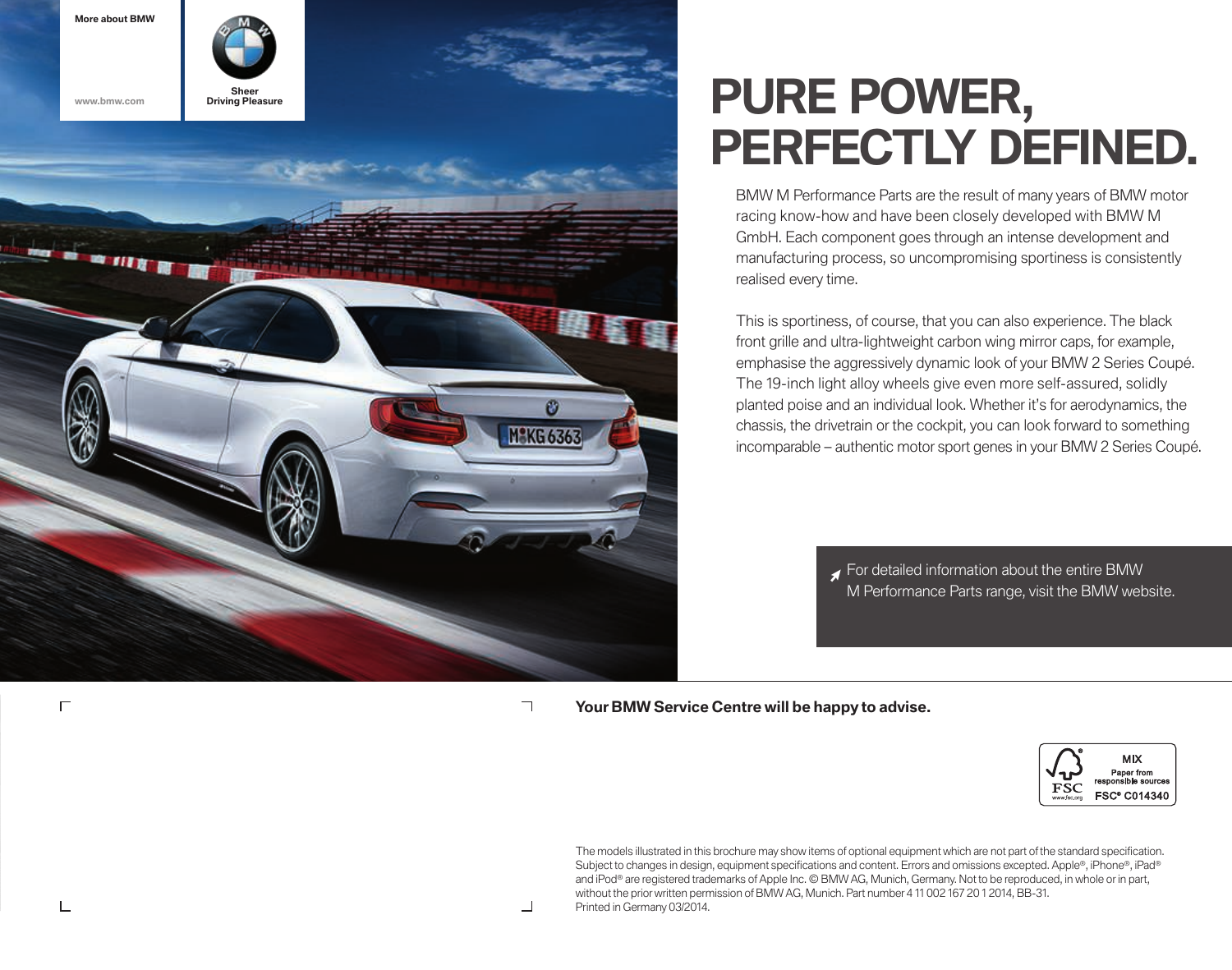More about BMW

www.bmw.com

Sheer
Driving Pleasure

# PURE POWER, PERFECTLY DEFINED.

BMW M Performance Parts are the result of many years of BMW motor racing know-how and have been closely developed with BMW M GmbH. Each component goes through an intense development and manufacturing process, so uncompromising sportiness is consistently realised every time.

This is sportiness, of course, that you can also experience. The black front grille and ultra-lightweight carbon wing mirror caps, for example, emphasise the aggressively dynamic look of your BMW 2 Series Coupé. The 19-inch light alloy wheels give even more self-assured, solidly planted poise and an individual look. Whether it's for aerodynamics, the chassis, the drivetrain or the cockpit, you can look forward to something incomparable – authentic motor sport genes in your BMW 2 Series Coupé.

For detailed information about the entire BMW M Performance Parts range, visit the BMW website.

**Your BMW Service Centre will be happy to advise.**

MIX
Paper from responsible sources
FSC® C014340

The models illustrated in this brochure may show items of optional equipment which are not part of the standard specification. Subject to changes in design, equipment specifications and content. Errors and omissions excepted. Apple®, iPhone®, iPad® and iPod® are registered trademarks of Apple Inc. © BMW AG, Munich, Germany. Not to be reproduced, in whole or in part, without the prior written permission of BMW AG, Munich. Part number 4 11 002 167 20 1 2014, BB-31.
Printed in Germany 03/2014.